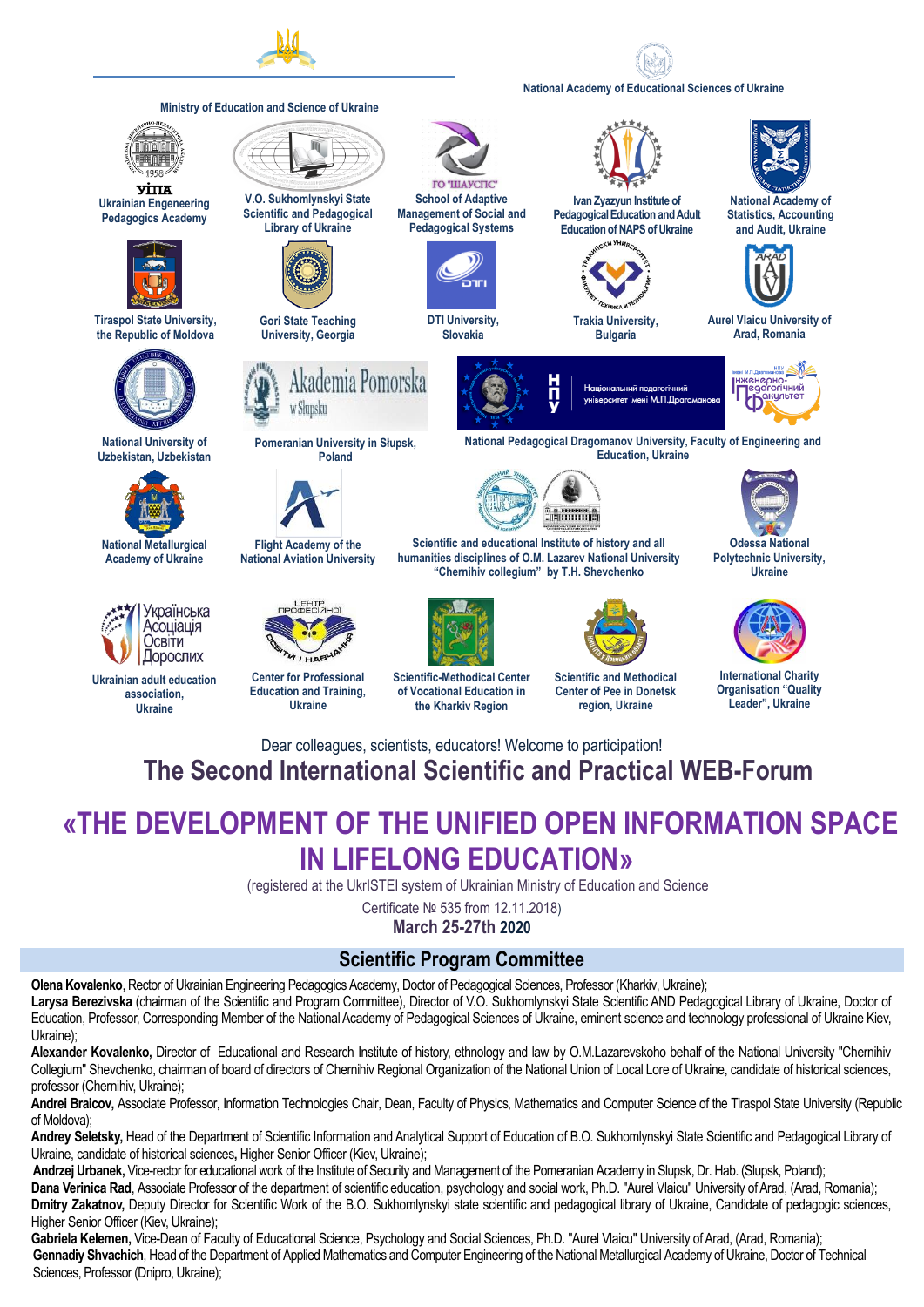Ministry of Education and Science of Ukraine

National Academy of Educational Sciences of Ukraine

УІПА
Ukrainian Engeneering Pedagogics Academy

V.O. Sukhomlynskyi State Scientific and Pedagogical Library of Ukraine

ГО "ШАУСПС"
School of Adaptive Management of Social and Pedagogical Systems

Ivan Zyazyun Institute of Pedagogical Education and Adult Education of NAPS of Ukraine

National Academy of Statistics, Accounting and Audit, Ukraine

Tiraspol State University, the Republic of Moldova

Gori State Teaching University, Georgia

DTI University, Slovakia

Trakia University, Bulgaria

Aurel Vlaicu University of Arad, Romania

National University of Uzbekistan, Uzbekistan

Akademia Pomorska w Słupsku
Pomeranian University in Słupsk, Poland

НПУ Національний педагогічний університет імені М.П.Драгоманова
Інженерно-педагогічний факультет
National Pedagogical Dragomanov University, Faculty of Engineering and Education, Ukraine

National Metallurgical Academy of Ukraine

Flight Academy of the National Aviation University

Scientific and educational Institute of history and all humanities disciplines of O.M. Lazarev National University "Chernihiv collegium" by T.H. Shevchenko

Odessa National Polytechnic University, Ukraine

Українська Асоціація Освіти Дорослих
Ukrainian adult education association, Ukraine

Центр професійної освіти і навчання
Center for Professional Education and Training, Ukraine

Scientific-Methodical Center of Vocational Education in the Kharkiv Region

Scientific and Methodical Center of Pee in Donetsk region, Ukraine

International Charity Organisation "Quality Leader", Ukraine

Dear colleagues, scientists, educators! Welcome to participation!

## The Second International Scientific and Practical WEB-Forum

# «THE DEVELOPMENT OF THE UNIFIED OPEN INFORMATION SPACE IN LIFELONG EDUCATION»

(registered at the UkrISTEI system of Ukrainian Ministry of Education and Science

Certificate № 535 from 12.11.2018)

**March 25-27th 2020**

## Scientific Program Committee

**Olena Kovalenko**, Rector of Ukrainian Engineering Pedagogics Academy, Doctor of Pedagogical Sciences, Professor (Kharkiv, Ukraine);

**Larysa Berezivska** (chairman of the Scientific and Program Committee), Director of V.O. Sukhomlynskyi State Scientific AND Pedagogical Library of Ukraine, Doctor of Education, Professor, Corresponding Member of the National Academy of Pedagogical Sciences of Ukraine, eminent science and technology professional of Ukraine Kiev, Ukraine);

**Alexander Kovalenko,** Director of Educational and Research Institute of history, ethnology and law by O.M.Lazarevskoho behalf of the National University "Chernihiv Collegium" Shevchenko, chairman of board of directors of Chernihiv Regional Organization of the National Union of Local Lore of Ukraine, candidate of historical sciences, professor (Chernihiv, Ukraine);

**Andrei Braicov,** Associate Professor, Information Technologies Chair, Dean, Faculty of Physics, Mathematics and Computer Science of the Tiraspol State University (Republic of Moldova);

**Andrey Seletsky,** Head of the Department of Scientific Information and Analytical Support of Education of B.O. Sukhomlynskyi State Scientific and Pedagogical Library of Ukraine, candidate of historical sciences**,** Higher Senior Officer (Kiev, Ukraine);

**Andrzej Urbanek,** Vice-rector for educational work of the Institute of Security and Management of the Pomeranian Academy in Slupsk, Dr. Hab. (Slupsk, Poland);

**Dana Verinica Rad**, Associate Professor of the department of scientific education, psychology and social work, Ph.D. "Aurel Vlaicu" University of Arad, (Arad, Romania);

**Dmitry Zakatnov,** Deputy Director for Scientific Work of the B.O. Sukhomlynskyi state scientific and pedagogical library of Ukraine, Candidate of pedagogic sciences, Higher Senior Officer (Kiev, Ukraine);

**Gabriela Kelemen,** Vice-Dean of Faculty of Educational Science, Psychology and Social Sciences, Ph.D. "Aurel Vlaicu" University of Arad, (Arad, Romania);

**Gennadiy Shvachich**, Head of the Department of Applied Mathematics and Computer Engineering of the National Metallurgical Academy of Ukraine, Doctor of Technical Sciences, Professor (Dnipro, Ukraine);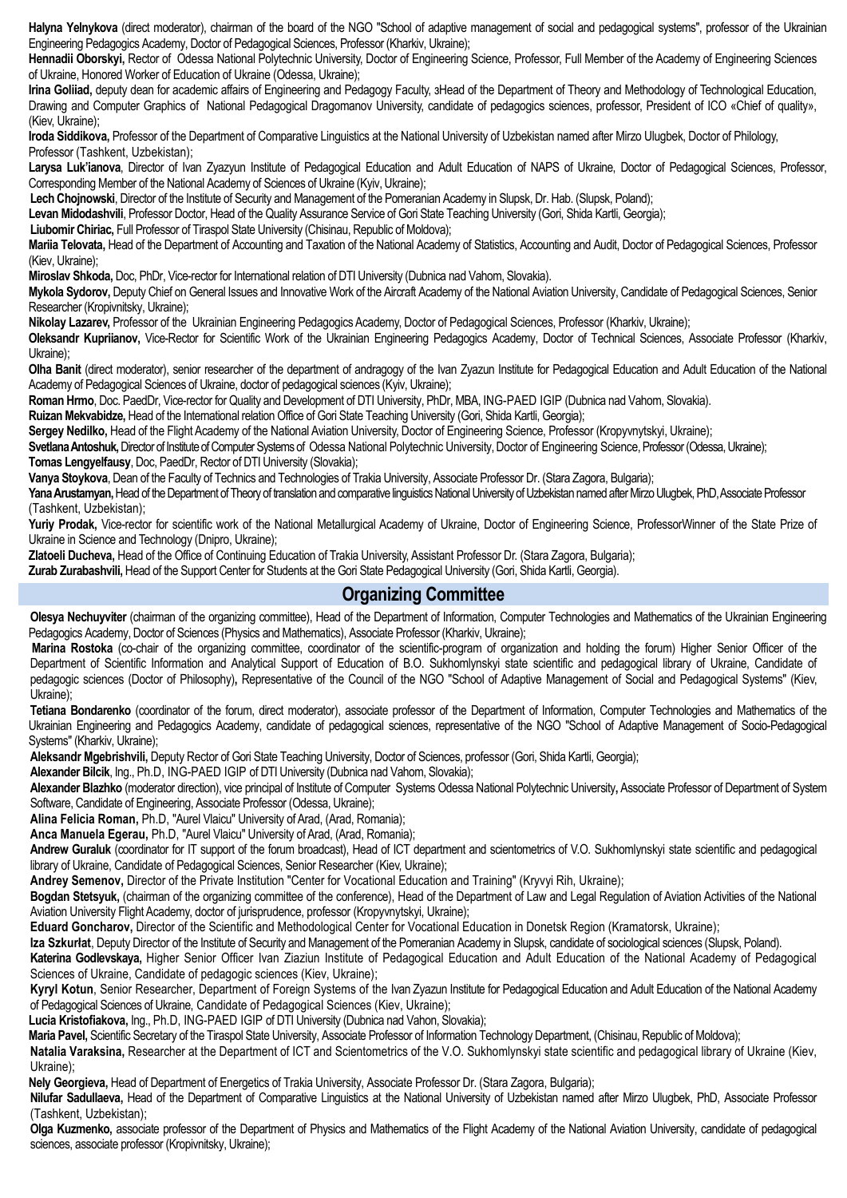**Halyna Yelnykova** (direct moderator), chairman of the board of the NGO "School of adaptive management of social and pedagogical systems", professor of the Ukrainian Engineering Pedagogics Academy, Doctor of Pedagogical Sciences, Professor (Kharkiv, Ukraine);

**Hennadii Oborskyi,** Rector of Odessa National Polytechnic University, Doctor of Engineering Science, Professor, Full Member of the Academy of Engineering Sciences of Ukraine, Honored Worker of Education of Ukraine (Odessa, Ukraine);

**Irina Goliiad,** deputy dean for academic affairs of Engineering and Pedagogy Faculty, зHead of the Department of Theory and Methodology of Technological Education, Drawing and Computer Graphics of National Pedagogical Dragomanov University, candidate of pedagogics sciences, professor, President of ICO «Chief of quality», (Kiev, Ukraine);

**Iroda Siddikova,** Professor of the Department of Comparative Linguistics at the National University of Uzbekistan named after Mirzo Ulugbek, Doctor of Philology, Professor (Tashkent, Uzbekistan);

**Larysa Luk'ianova**, Director of Ivan Zyazyun Institute of Pedagogical Education and Adult Education of NAPS of Ukraine, Doctor of Pedagogical Sciences, Professor, Corresponding Member of the National Academy of Sciences of Ukraine (Kyiv, Ukraine);

**Lech Chojnowski**, Director of the Institute of Security and Management of the Pomeranian Academy in Slupsk, Dr. Hab. (Slupsk, Poland);

**Levan Midodashvili**, Professor Doctor, Head of the Quality Assurance Service of Gori State Teaching University (Gori, Shida Kartli, Georgia);

**Liubomir Chiriac,** Full Professor of Tiraspol State University (Chisinau, Republic of Moldova);

**Mariia Telovata,** Head of the Department of Accounting and Taxation of the National Academy of Statistics, Accounting and Audit, Doctor of Pedagogical Sciences, Professor (Kiev, Ukraine);

**Miroslav Shkoda,** Doc, PhDr, Vice-rector for International relation of DTI University (Dubnica nad Vahom, Slovakia).

**Mykola Sydorov,** Deputy Chief on General Issues and Innovative Work of the Aircraft Academy of the National Aviation University, Candidate of Pedagogical Sciences, Senior Researcher (Kropivnitsky, Ukraine);

**Nikolay Lazarev,** Professor of the Ukrainian Engineering Pedagogics Academy, Doctor of Pedagogical Sciences, Professor (Kharkiv, Ukraine);

**Oleksandr Kupriianov,** Vice-Rector for Scientific Work of the Ukrainian Engineering Pedagogics Academy, Doctor of Technical Sciences, Associate Professor (Kharkiv, Ukraine);

**Olha Banit** (direct moderator), senior researcher of the department of andragogy of the Ivan Zyazun Institute for Pedagogical Education and Adult Education of the National Academy of Pedagogical Sciences of Ukraine, doctor of pedagogical sciences (Kyiv, Ukraine);

**Roman Hrmo**, Doc. PaedDr, Vice-rector for Quality and Development of DTI University, PhDr, MBA, ING-PAED IGIP (Dubnica nad Vahom, Slovakia).

**Ruizan Mekvabidze,** Head of the International relation Office of Gori State Teaching University (Gori, Shida Kartli, Georgia);

**Sergey Nedilko,** Head of the Flight Academy of the National Aviation University, Doctor of Engineering Science, Professor (Kropyvnytskyi, Ukraine);

**Svetlana Antoshuk,** Director of Institute of Computer Systems of Odessa National Polytechnic University, Doctor of Engineering Science, Professor (Odessa, Ukraine);

**Tomas Lengyelfausy**, Doc, PaedDr, Rector of DTI University (Slovakia);

**Vanya Stoykova**, Dean of the Faculty of Technics and Technologies of Trakia University, Associate Professor Dr. (Stara Zagora, Bulgaria);

**Yana Arustamyan,** Head of the Department of Theory of translation and comparative linguistics National University of Uzbekistan named after Mirzo Ulugbek, PhD, Associate Professor (Tashkent, Uzbekistan);

**Yuriy Prodak,** Vice-rector for scientific work of the National Metallurgical Academy of Ukraine, Doctor of Engineering Science, ProfessorWinner of the State Prize of Ukraine in Science and Technology (Dnipro, Ukraine);

**Zlatoeli Ducheva,** Head of the Office of Continuing Education of Trakia University, Assistant Professor Dr. (Stara Zagora, Bulgaria);

**Zurab Zurabashvili,** Head of the Support Center for Students at the Gori State Pedagogical University (Gori, Shida Kartli, Georgia).

## Organizing Committee

**Olesya Nechuyviter** (chairman of the organizing committee), Head of the Department of Information, Computer Technologies and Mathematics of the Ukrainian Engineering Pedagogics Academy, Doctor of Sciences (Physics and Mathematics), Associate Professor (Kharkiv, Ukraine);

**Marina Rostoka** (co-chair of the organizing committee, coordinator of the scientific-program of organization and holding the forum) Higher Senior Officer of the Department of Scientific Information and Analytical Support of Education of B.O. Sukhomlynskyi state scientific and pedagogical library of Ukraine, Candidate of pedagogic sciences (Doctor of Philosophy)**,** Representative of the Council of the NGO "School of Adaptive Management of Social and Pedagogical Systems" (Kiev, Ukraine);

**Tetiana Bondarenko** (coordinator of the forum, direct moderator), associate professor of the Department of Information, Computer Technologies and Mathematics of the Ukrainian Engineering and Pedagogics Academy, candidate of pedagogical sciences, representative of the NGO "School of Adaptive Management of Socio-Pedagogical Systems" (Kharkiv, Ukraine);

**Aleksandr Mgebrishvili,** Deputy Rector of Gori State Teaching University, Doctor of Sciences, professor (Gori, Shida Kartli, Georgia);

**Alexander Bilcik**, Ing., Ph.D, ING-PAED IGIP of DTI University (Dubnica nad Vahom, Slovakia);

**Alexander Blazhko** (moderator direction), vice principal of Institute of Computer Systems Odessa National Polytechnic University**,** Associate Professor of Department of System Software, Candidate of Engineering, Associate Professor (Odessa, Ukraine);

**Alina Felicia Roman,** Ph.D, "Aurel Vlaicu" University of Arad, (Arad, Romania);

**Anca Manuela Egerau,** Ph.D, "Aurel Vlaicu" University of Arad, (Arad, Romania);

**Andrew Guraluk** (coordinator for IT support of the forum broadcast), Head of ICT department and scientometrics of V.O. Sukhomlynskyi state scientific and pedagogical library of Ukraine, Candidate of Pedagogical Sciences, Senior Researcher (Kiev, Ukraine);

**Andrew Semenov,** Director of the Private Institution "Center for Vocational Education and Training" (Kryvyi Rih, Ukraine);

**Bogdan Stetsyuk,** (chairman of the organizing committee of the conference), Head of the Department of Law and Legal Regulation of Aviation Activities of the National Aviation University Flight Academy, doctor of jurisprudence, professor (Kropyvnytskyi, Ukraine);

**Eduard Goncharov,** Director of the Scientific and Methodological Center for Vocational Education in Donetsk Region (Kramatorsk, Ukraine);

**Iza Szkurłat**, Deputy Director of the Institute of Security and Management of the Pomeranian Academy in Slupsk, candidate of sociological sciences (Slupsk, Poland).

**Katerina Godlevskaya,** Higher Senior Officer Ivan Ziaziun Institute of Pedagogical Education and Adult Education of the National Academy of Pedagogical Sciences of Ukraine, Candidate of pedagogic sciences (Kiev, Ukraine);

**Kyryl Kotun**, Senior Researcher, Department of Foreign Systems of the Ivan Zyazun Institute for Pedagogical Education and Adult Education of the National Academy of Pedagogical Sciences of Ukraine, Candidate of Pedagogical Sciences (Kiev, Ukraine);

**Lucia Kristofiakova,** Ing., Ph.D, ING-PAED IGIP of DTI University (Dubnica nad Vahon, Slovakia);

**Maria Pavel,** Scientific Secretary of the Tiraspol State University, Associate Professor of Information Technology Department, (Chisinau, Republic of Moldova);

**Natalia Varaksina,** Researcher at the Department of ICT and Scientometrics of the V.O. Sukhomlynskyi state scientific and pedagogical library of Ukraine (Kiev, Ukraine);

**Nely Georgieva,** Head of Department of Energetics of Trakia University, Associate Professor Dr. (Stara Zagora, Bulgaria);

**Nilufar Sadullaeva,** Head of the Department of Comparative Linguistics at the National University of Uzbekistan named after Mirzo Ulugbek, PhD, Associate Professor (Tashkent, Uzbekistan);

**Olga Kuzmenko,** associate professor of the Department of Physics and Mathematics of the Flight Academy of the National Aviation University, candidate of pedagogical sciences, associate professor (Kropivnitsky, Ukraine);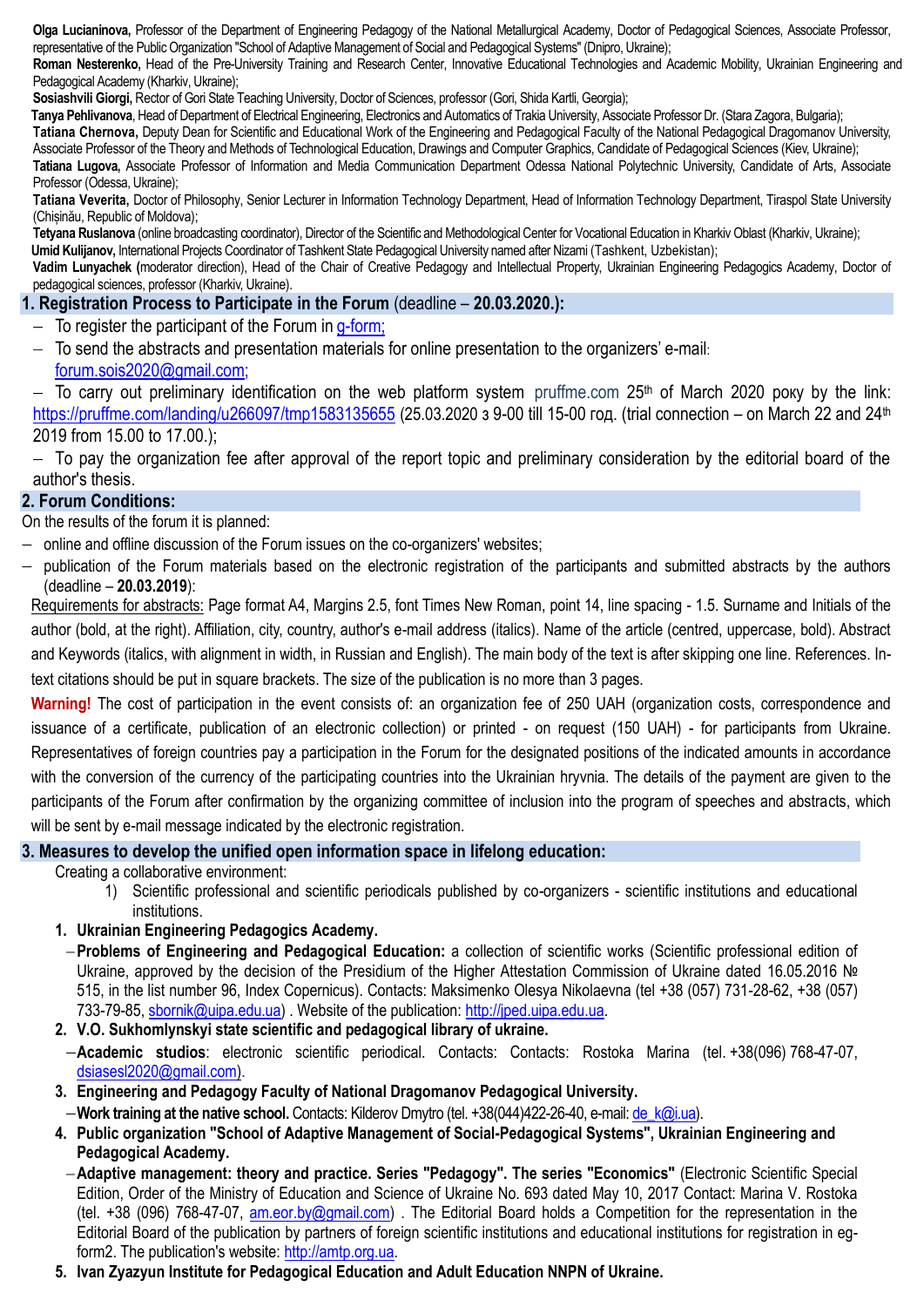**Olga Lucianinova,** Professor of the Department of Engineering Pedagogy of the National Metallurgical Academy, Doctor of Pedagogical Sciences, Associate Professor, representative of the Public Organization "School of Adaptive Management of Social and Pedagogical Systems" (Dnipro, Ukraine);

**Roman Nesterenko,** Head of the Pre-University Training and Research Center, Innovative Educational Technologies and Academic Mobility, Ukrainian Engineering and Pedagogical Academy (Kharkiv, Ukraine);

**Sosiashvili Giorgi,** Rector of Gori State Teaching University, Doctor of Sciences, professor (Gori, Shida Kartli, Georgia);

**Tanya Pehlivanova**, Head of Department of Electrical Engineering, Electronics and Automatics of Trakia University, Associate Professor Dr. (Stara Zagora, Bulgaria);

**Tatiana Chernova,** Deputy Dean for Scientific and Educational Work of the Engineering and Pedagogical Faculty of the National Pedagogical Dragomanov University, Associate Professor of the Theory and Methods of Technological Education, Drawings and Computer Graphics, Candidate of Pedagogical Sciences (Kiev, Ukraine);

**Tatiana Lugova,** Associate Professor of Information and Media Communication Department Odessa National Polytechnic University, Candidate of Arts, Associate Professor (Odessa, Ukraine);

**Tatiana Veverita,** Doctor of Philosophy, Senior Lecturer in Information Technology Department, Head of Information Technology Department, Tiraspol State University (Chișinău, Republic of Moldova);

**Tetyana Ruslanova** (online broadcasting coordinator), Director of the Scientific and Methodological Center for Vocational Education in Kharkiv Oblast (Kharkiv, Ukraine);

**Umid Kulijanov,** International Projects Coordinator of Tashkent State Pedagogical University named after Nizami (Tashkent, Uzbekistan);

**Vadim Lunyachek (**moderator direction), Head of the Chair of Creative Pedagogy and Intellectual Property, Ukrainian Engineering Pedagogics Academy, Doctor of pedagogical sciences, professor (Kharkiv, Ukraine).

## 1. Registration Process to Participate in the Forum (deadline – 20.03.2020.):

- To register the participant of the Forum in g-form;
- To send the abstracts and presentation materials for online presentation to the organizers' e-mail: forum.sois2020@gmail.com;
- To carry out preliminary identification on the web platform system pruffme.com 25th of March 2020 року by the link: https://pruffme.com/landing/u266097/tmp1583135655 (25.03.2020 з 9-00 till 15-00 год. (trial connection – on March 22 and 24th 2019 from 15.00 to 17.00.);
- To pay the organization fee after approval of the report topic and preliminary consideration by the editorial board of the author's thesis.

## 2. Forum Conditions:

On the results of the forum it is planned:

- online and offline discussion of the Forum issues on the co-organizers' websites;
- publication of the Forum materials based on the electronic registration of the participants and submitted abstracts by the authors (deadline – **20.03.2019**):

Requirements for abstracts: Page format A4, Margins 2.5, font Times New Roman, point 14, line spacing - 1.5. Surname and Initials of the author (bold, at the right). Affiliation, city, country, author's e-mail address (italics). Name of the article (centred, uppercase, bold). Abstract and Keywords (italics, with alignment in width, in Russian and English). The main body of the text is after skipping one line. References. In-text citations should be put in square brackets. The size of the publication is no more than 3 pages.

**Warning!** The cost of participation in the event consists of: an organization fee of 250 UAH (organization costs, correspondence and issuance of a certificate, publication of an electronic collection) or printed - on request (150 UAH) - for participants from Ukraine. Representatives of foreign countries pay a participation in the Forum for the designated positions of the indicated amounts in accordance with the conversion of the currency of the participating countries into the Ukrainian hryvnia. The details of the payment are given to the participants of the Forum after confirmation by the organizing committee of inclusion into the program of speeches and abstracts, which will be sent by e-mail message indicated by the electronic registration.

## 3. Measures to develop the unified open information space in lifelong education:

Creating a collaborative environment:

1) Scientific professional and scientific periodicals published by co-organizers - scientific institutions and educational institutions.

1. **Ukrainian Engineering Pedagogics Academy.**
   - **Problems of Engineering and Pedagogical Education:** a collection of scientific works (Scientific professional edition of Ukraine, approved by the decision of the Presidium of the Higher Attestation Commission of Ukraine dated 16.05.2016 № 515, in the list number 96, Index Copernicus). Contacts: Maksimenko Olesya Nikolaevna (tel +38 (057) 731-28-62, +38 (057) 733-79-85, sbornik@uipa.edu.ua) . Website of the publication: http://jped.uipa.edu.ua.
2. **V.O. Sukhomlynskyi state scientific and pedagogical library of ukraine.**
   - **Academic studios**: electronic scientific periodical. Contacts: Contacts: Rostoka Marina (tel. +38(096) 768-47-07, dsiasesl2020@gmail.com).
3. **Engineering and Pedagogy Faculty of National Dragomanov Pedagogical University.**
   - **Work training at the native school.** Contacts: Kilderov Dmytro (tel. +38(044)422-26-40, e-mail: de_k@i.ua).
4. **Public organization "School of Adaptive Management of Social-Pedagogical Systems", Ukrainian Engineering and Pedagogical Academy.**
   - **Adaptive management: theory and practice. Series "Pedagogy". The series "Economics"** (Electronic Scientific Special Edition, Order of the Ministry of Education and Science of Ukraine No. 693 dated May 10, 2017 Contact: Marina V. Rostoka (tel. +38 (096) 768-47-07, am.eor.by@gmail.com) . The Editorial Board holds a Competition for the representation in the Editorial Board of the publication by partners of foreign scientific institutions and educational institutions for registration in eg-form2. The publication's website: http://amtp.org.ua.
5. **Ivan Zyazyun Institute for Pedagogical Education and Adult Education NNPN of Ukraine.**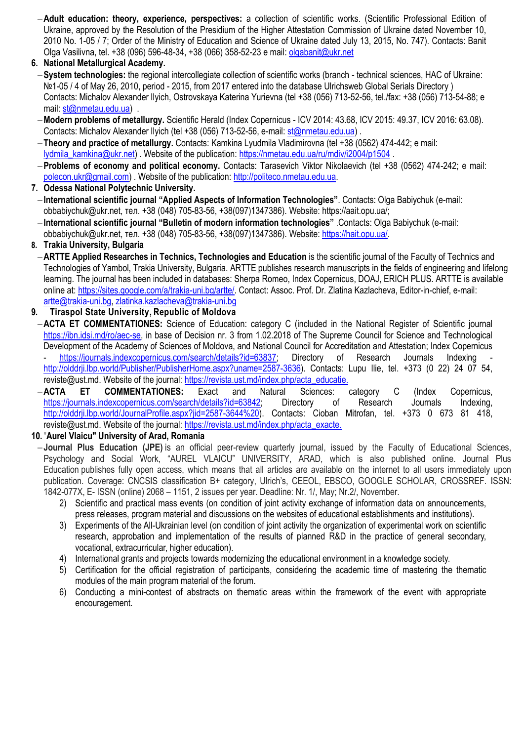- **Adult education: theory, experience, perspectives:** a collection of scientific works. (Scientific Professional Edition of Ukraine, approved by the Resolution of the Presidium of the Higher Attestation Commission of Ukraine dated November 10, 2010 No. 1-05 / 7; Order of the Ministry of Education and Science of Ukraine dated July 13, 2015, No. 747). Contacts: Banit Olga Vasilivna, tel. +38 (096) 596-48-34, +38 (066) 358-52-23 e mail: olgabanit@ukr.net

6. **National Metallurgical Academy.**
   - **System technologies:** the regional intercollegiate collection of scientific works (branch - technical sciences, HAC of Ukraine: №1-05 / 4 of May 26, 2010, period - 2015, from 2017 entered into the database Ulrichsweb Global Serials Directory ) Contacts: Michalov Alexander Ilyich, Ostrovskaya Katerina Yurievna (tel +38 (056) 713-52-56, tel./fax: +38 (056) 713-54-88; e mail: st@nmetau.edu.ua) .
   - **Modern problems of metallurgy.** Scientific Herald (Index Copernicus - ICV 2014: 43.68, ICV 2015: 49.37, ICV 2016: 63.08). Contacts: Michalov Alexander Ilyich (tel +38 (056) 713-52-56, e-mail: st@nmetau.edu.ua) .
   - **Theory and practice of metallurgy.** Contacts: Kamkina Lyudmila Vladimirovna (tel +38 (0562) 474-442; e mail: lydmila_kamkina@ukr.net) . Website of the publication: https://nmetau.edu.ua/ru/mdiv/i2004/p1504 .
   - **Problems of economy and political economy.** Contacts: Tarasevich Viktor Nikolaevich (tel +38 (0562) 474-242; e mail: polecon.ukr@gmail.com) . Website of the publication: http://politeco.nmetau.edu.ua.

7. **Odessa National Polytechnic University.**
   - **International scientific journal "Applied Aspects of Information Technologies"**. Contacts: Olga Babiychuk (e-mail: obbabiychuk@ukr.net, тел. +38 (048) 705-83-56, +38(097)1347386). Website: https://aait.opu.ua/;
   - **International scientific journal "Bulletin of modern information technologies"** .Contacts: Olga Babiychuk (e-mail: obbabiychuk@ukr.net, тел. +38 (048) 705-83-56, +38(097)1347386). Website: https://hait.opu.ua/.

8. **Trakia University, Bulgaria**
   - **ARTTE Applied Researches in Technics, Technologies and Education** is the scientific journal of the Faculty of Technics and Technologies of Yambol, Trakia University, Bulgaria. ARTTE publishes research manuscripts in the fields of engineering and lifelong learning. The journal has been included in databases: Sherpa Romeo, Index Copernicus, DOAJ, ERICH PLUS. ARTTE is available online at: https://sites.google.com/a/trakia-uni.bg/artte/. Contact: Assoc. Prof. Dr. Zlatina Kazlacheva, Editor-in-chief, e-mail: artte@trakia-uni.bg, zlatinka.kazlacheva@trakia-uni.bg

9. **Tiraspol State University, Republic of Moldova**
   - **ACTA ET COMMENTATIONES:** Science of Education: category C (included in the National Register of Scientific journal https://ibn.idsi.md/ro/aec-se, in base of Decision nr. 3 from 1.02.2018 of The Supreme Council for Science and Technological Development of the Academy of Sciences of Moldova, and National Council for Accreditation and Attestation; Index Copernicus - https://journals.indexcopernicus.com/search/details?id=63837; Directory of Research Journals Indexing - http://olddrji.lbp.world/Publisher/PublisherHome.aspx?uname=2587-3636). Contacts: Lupu Ilie, tel. +373 (0 22) 24 07 54, reviste@ust.md. Website of the journal: https://revista.ust.md/index.php/acta_educatie.
   - **ACTA ET COMMENTATIONES:** Exact and Natural Sciences: category C (Index Copernicus, https://journals.indexcopernicus.com/search/details?id=63842; Directory of Research Journals Indexing, http://olddrji.lbp.world/JournalProfile.aspx?jid=2587-3644%20). Contacts: Cioban Mitrofan, tel. +373 0 673 81 418, reviste@ust.md. Website of the journal: https://revista.ust.md/index.php/acta_exacte.

10. **"Aurel Vlaicu" University of Arad, Romania**
   - **Journal Plus Education (JPE)** is an official peer-review quarterly journal, issued by the Faculty of Educational Sciences, Psychology and Social Work, "AUREL VLAICU" UNIVERSITY, ARAD, which is also published online. Journal Plus Education publishes fully open access, which means that all articles are available on the internet to all users immediately upon publication. Coverage: CNCSIS classification B+ category, Ulrich's, CEEOL, EBSCO, GOOGLE SCHOLAR, CROSSREF. ISSN: 1842-077X, E- ISSN (online) 2068 – 1151, 2 issues per year. Deadline: Nr. 1/, May; Nr.2/, November.

2) Scientific and practical mass events (on condition of joint activity exchange of information data on announcements, press releases, program material and discussions on the websites of educational establishments and institutions).
3) Experiments of the All-Ukrainian level (on condition of joint activity the organization of experimental work on scientific research, approbation and implementation of the results of planned R&D in the practice of general secondary, vocational, extracurricular, higher education).
4) International grants and projects towards modernizing the educational environment in a knowledge society.
5) Certification for the official registration of participants, considering the academic time of mastering the thematic modules of the main program material of the forum.
6) Conducting a mini-contest of abstracts on thematic areas within the framework of the event with appropriate encouragement.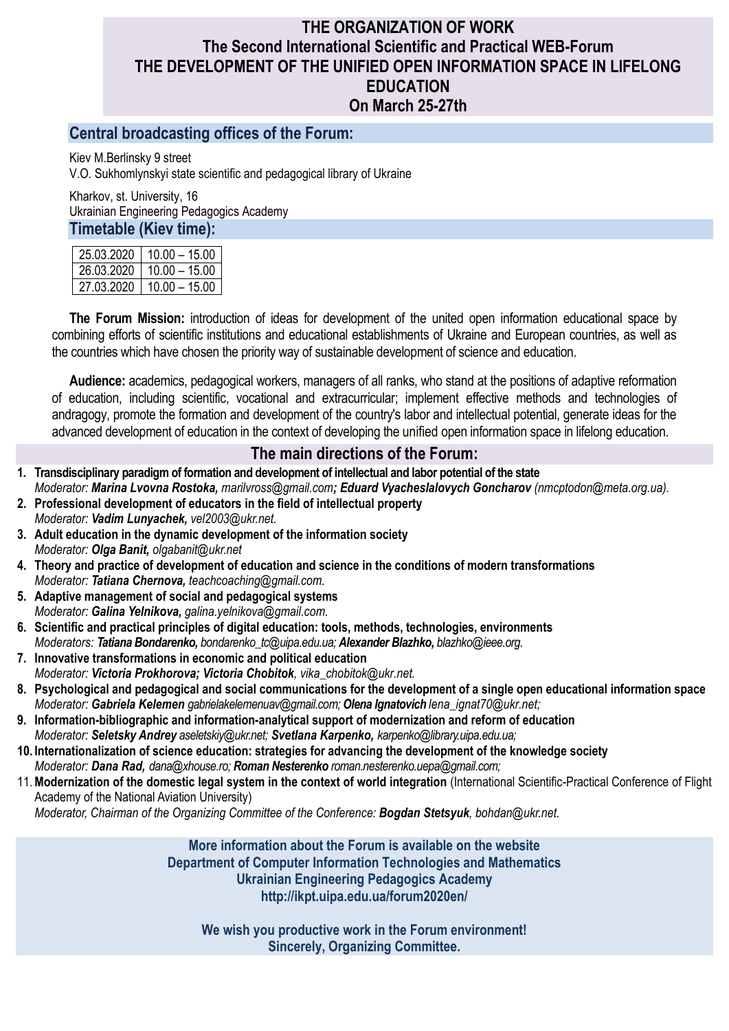# THE ORGANIZATION OF WORK
# The Second International Scientific and Practical WEB-Forum
# THE DEVELOPMENT OF THE UNIFIED OPEN INFORMATION SPACE IN LIFELONG EDUCATION
# On March 25-27th

## Central broadcasting offices of the Forum:

Kiev M.Berlinsky 9 street
V.O. Sukhomlynskyi state scientific and pedagogical library of Ukraine

Kharkov, st. University, 16
Ukrainian Engineering Pedagogics Academy

## Timetable (Kiev time):

| | |
|---|---|
| 25.03.2020 | 10.00 – 15.00 |
| 26.03.2020 | 10.00 – 15.00 |
| 27.03.2020 | 10.00 – 15.00 |

**The Forum Mission:** introduction of ideas for development of the united open information educational space by combining efforts of scientific institutions and educational establishments of Ukraine and European countries, as well as the countries which have chosen the priority way of sustainable development of science and education.

**Audience:** academics, pedagogical workers, managers of all ranks, who stand at the positions of adaptive reformation of education, including scientific, vocational and extracurricular; implement effective methods and technologies of andragogy, promote the formation and development of the country's labor and intellectual potential, generate ideas for the advanced development of education in the context of developing the unified open information space in lifelong education.

## The main directions of the Forum:

1. **Transdisciplinary paradigm of formation and development of intellectual and labor potential of the state**
   *Moderator: **Marina Lvovna Rostoka,** marilvross@gmail.com**; Eduard Vyacheslalovych Goncharov** (nmcptodon@meta.org.ua).*
2. **Professional development of educators in the field of intellectual property**
   *Moderator: **Vadim Lunyachek,** vel2003@ukr.net.*
3. **Adult education in the dynamic development of the information society**
   *Moderator: **Olga Banit,** olgabanit@ukr.net*
4. **Theory and practice of development of education and science in the conditions of modern transformations**
   *Moderator: **Tatiana Chernova,** teachcoaching@gmail.com.*
5. **Adaptive management of social and pedagogical systems**
   *Moderator: **Galina Yelnikova,** galina.yelnikova@gmail.com.*
6. **Scientific and practical principles of digital education: tools, methods, technologies, environments**
   *Moderators: **Tatiana Bondarenko,** bondarenko_tc@uipa.edu.ua; **Alexander Blazhko,** blazhko@ieee.org.*
7. **Innovative transformations in economic and political education**
   *Moderator: **Victoria Prokhorova; Victoria Chobitok**, vika_chobitok@ukr.net.*
8. **Psychological and pedagogical and social communications for the development of a single open educational information space**
   *Moderator: **Gabriela Kelemen** gabrielakelemenuav@gmail.com; **Olena Ignatovich** lena_ignat70@ukr.net;*
9. **Information-bibliographic and information-analytical support of modernization and reform of education**
   *Moderator: **Seletsky Andrey** aseletskiy@ukr.net; **Svetlana Karpenko,** karpenko@library.uipa.edu.ua;*
10. **Internationalization of science education: strategies for advancing the development of the knowledge society**
    *Moderator: **Dana Rad,** dana@xhouse.ro; **Roman Nesterenko** roman.nesterenko.uepa@gmail.com;*
11. **Modernization of the domestic legal system in the context of world integration** (International Scientific-Practical Conference of Flight Academy of the National Aviation University)
    *Moderator, Chairman of the Organizing Committee of the Conference: **Bogdan Stetsyuk**, bohdan@ukr.net.*

**More information about the Forum is available on the website**
**Department of Computer Information Technologies and Mathematics**
**Ukrainian Engineering Pedagogics Academy**
**http://ikpt.uipa.edu.ua/forum2020en/**

**We wish you productive work in the Forum environment!**
**Sincerely, Organizing Committee.**